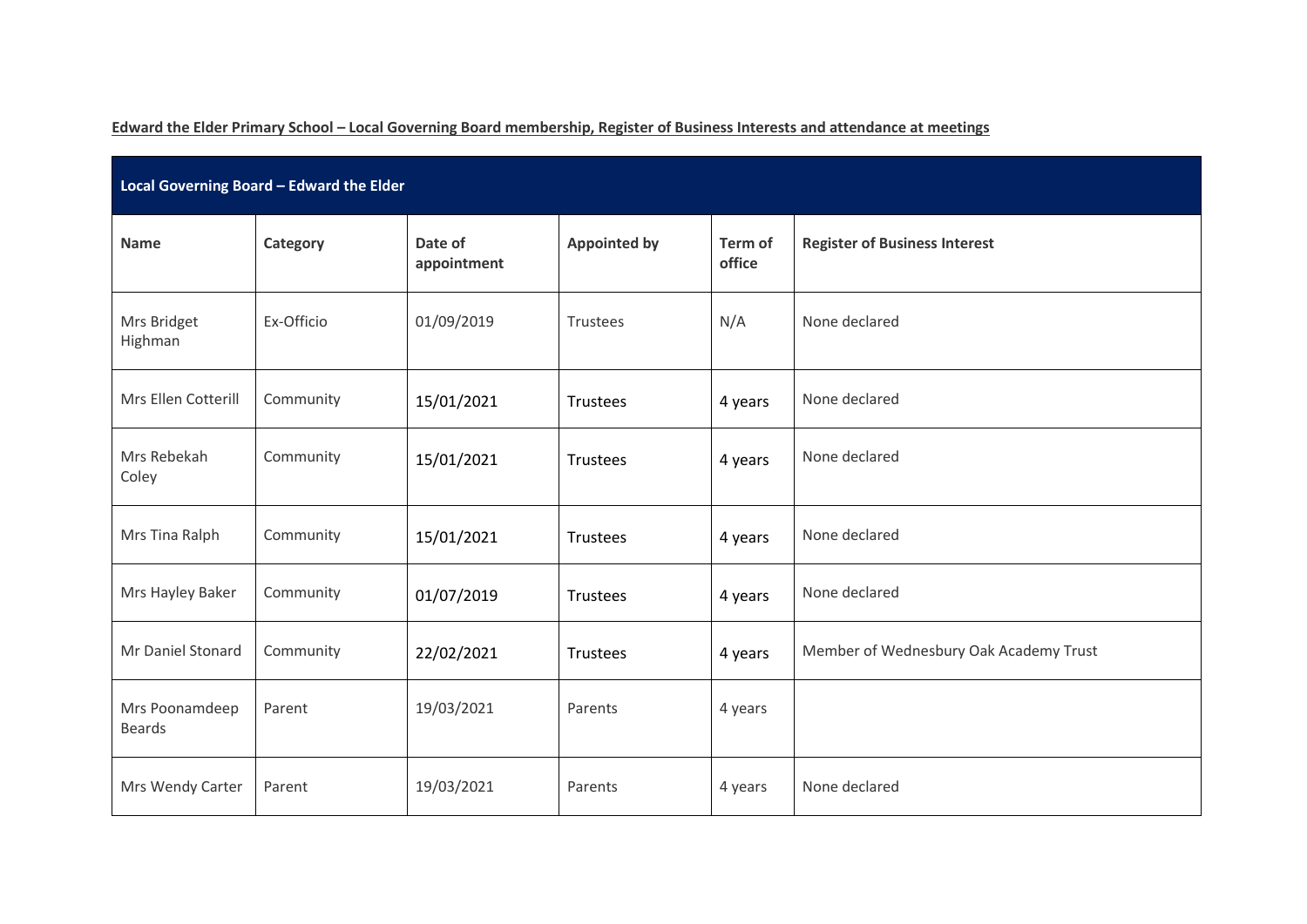**Edward the Elder Primary School – Local Governing Board membership, Register of Business Interests and attendance at meetings**

| Local Governing Board – Edward the Elder | | | | | |
|---|---|---|---|---|---|
| **Name** | **Category** | **Date of appointment** | **Appointed by** | **Term of office** | **Register of Business Interest** |
| Mrs Bridget Highman | Ex-Officio | 01/09/2019 | Trustees | N/A | None declared |
| Mrs Ellen Cotterill | Community | 15/01/2021 | Trustees | 4 years | None declared |
| Mrs Rebekah Coley | Community | 15/01/2021 | Trustees | 4 years | None declared |
| Mrs Tina Ralph | Community | 15/01/2021 | Trustees | 4 years | None declared |
| Mrs Hayley Baker | Community | 01/07/2019 | Trustees | 4 years | None declared |
| Mr Daniel Stonard | Community | 22/02/2021 | Trustees | 4 years | Member of Wednesbury Oak Academy Trust |
| Mrs Poonamdeep Beards | Parent | 19/03/2021 | Parents | 4 years | |
| Mrs Wendy Carter | Parent | 19/03/2021 | Parents | 4 years | None declared |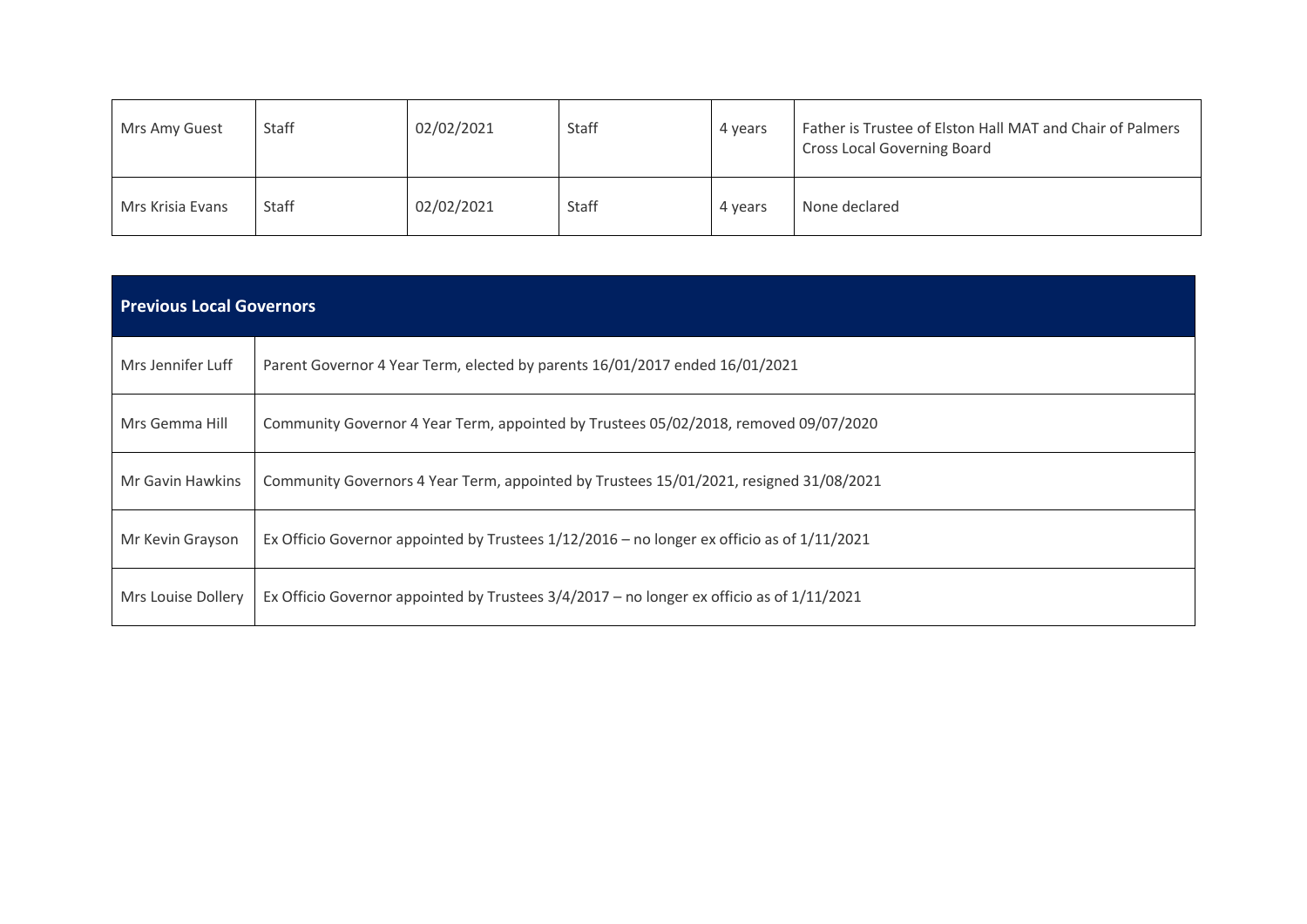| | | | | | |
|---|---|---|---|---|---|
| Mrs Amy Guest | Staff | 02/02/2021 | Staff | 4 years | Father is Trustee of Elston Hall MAT and Chair of Palmers Cross Local Governing Board |
| Mrs Krisia Evans | Staff | 02/02/2021 | Staff | 4 years | None declared |

| **Previous Local Governors** | |
|---|---|
| Mrs Jennifer Luff | Parent Governor 4 Year Term, elected by parents 16/01/2017 ended 16/01/2021 |
| Mrs Gemma Hill | Community Governor 4 Year Term, appointed by Trustees 05/02/2018, removed 09/07/2020 |
| Mr Gavin Hawkins | Community Governors 4 Year Term, appointed by Trustees 15/01/2021, resigned 31/08/2021 |
| Mr Kevin Grayson | Ex Officio Governor appointed by Trustees 1/12/2016 – no longer ex officio as of 1/11/2021 |
| Mrs Louise Dollery | Ex Officio Governor appointed by Trustees 3/4/2017 – no longer ex officio as of 1/11/2021 |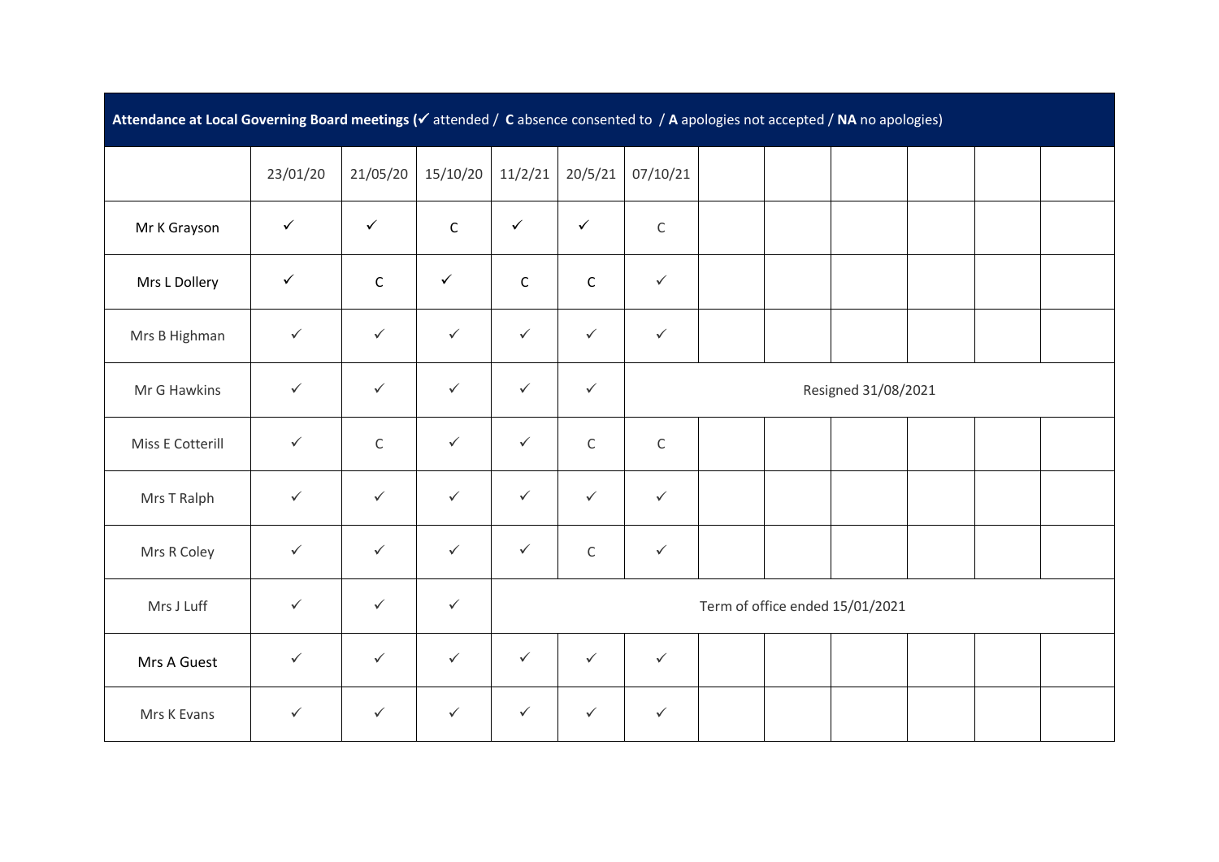**Attendance at Local Governing Board meetings (✓ attended / C absence consented to / A apologies not accepted / NA no apologies)**

| | 23/01/20 | 21/05/20 | 15/10/20 | 11/2/21 | 20/5/21 | 07/10/21 | | | | | | |
|---|---|---|---|---|---|---|---|---|---|---|---|---|
| Mr K Grayson | ✓ | ✓ | C | ✓ | ✓ | C | | | | | | |
| Mrs L Dollery | ✓ | C | ✓ | C | C | ✓ | | | | | | |
| Mrs B Highman | ✓ | ✓ | ✓ | ✓ | ✓ | ✓ | | | | | | |
| Mr G Hawkins | ✓ | ✓ | ✓ | ✓ | ✓ | Resigned 31/08/2021 | | | | | | |
| Miss E Cotterill | ✓ | C | ✓ | ✓ | C | C | | | | | | |
| Mrs T Ralph | ✓ | ✓ | ✓ | ✓ | ✓ | ✓ | | | | | | |
| Mrs R Coley | ✓ | ✓ | ✓ | ✓ | C | ✓ | | | | | | |
| Mrs J Luff | ✓ | ✓ | ✓ | Term of office ended 15/01/2021 | | | | | | | | |
| Mrs A Guest | ✓ | ✓ | ✓ | ✓ | ✓ | ✓ | | | | | | |
| Mrs K Evans | ✓ | ✓ | ✓ | ✓ | ✓ | ✓ | | | | | | |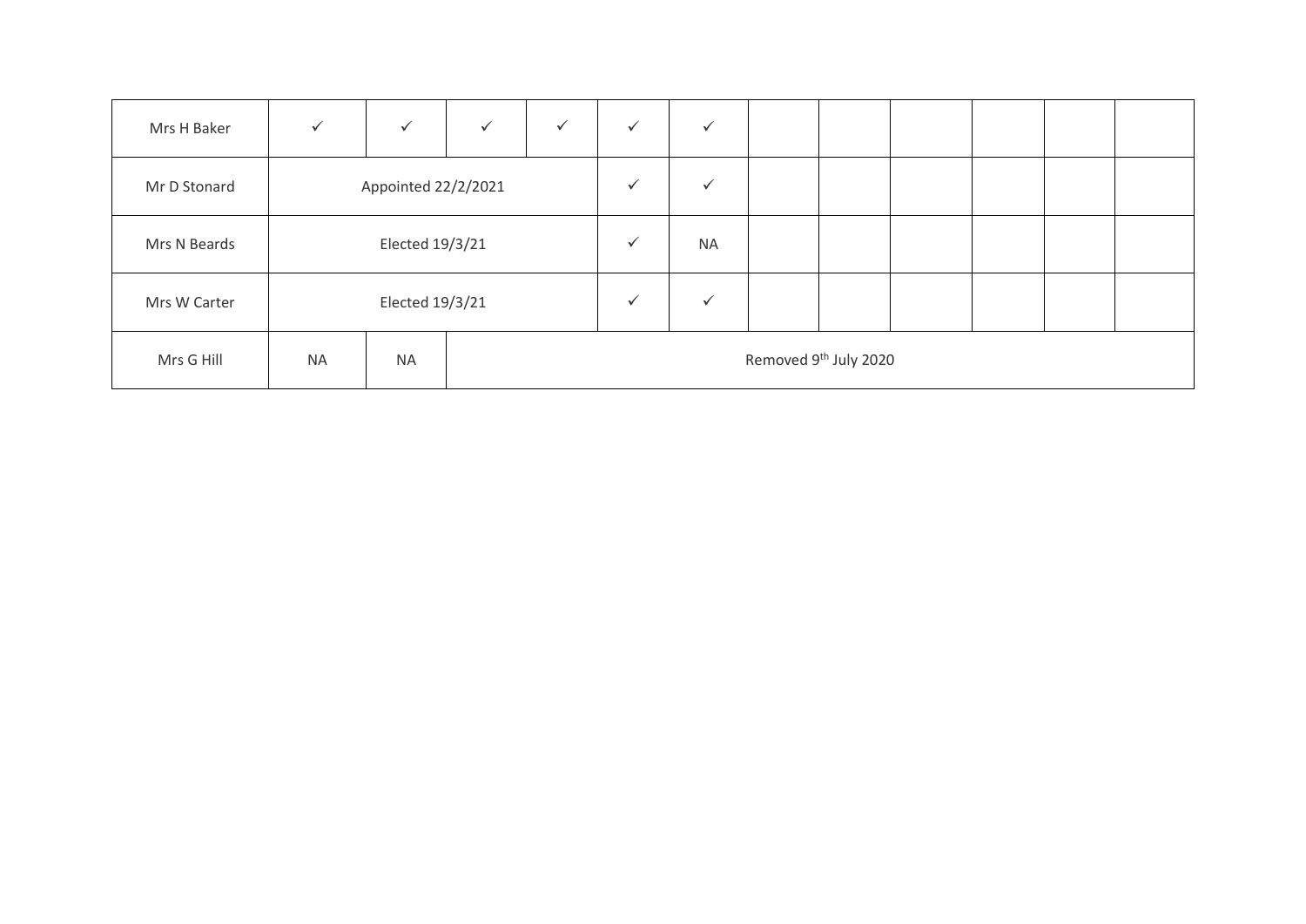| | | | | | | | | | | | | |
|---|---|---|---|---|---|---|---|---|---|---|---|---|
| Mrs H Baker | ✓ | ✓ | ✓ | ✓ | ✓ | ✓ | | | | | | |
| Mr D Stonard | Appointed 22/2/2021 | | | | ✓ | ✓ | | | | | | |
| Mrs N Beards | Elected 19/3/21 | | | | ✓ | NA | | | | | | |
| Mrs W Carter | Elected 19/3/21 | | | | ✓ | ✓ | | | | | | |
| Mrs G Hill | NA | NA | Removed 9th July 2020 | | | | | | | | | |